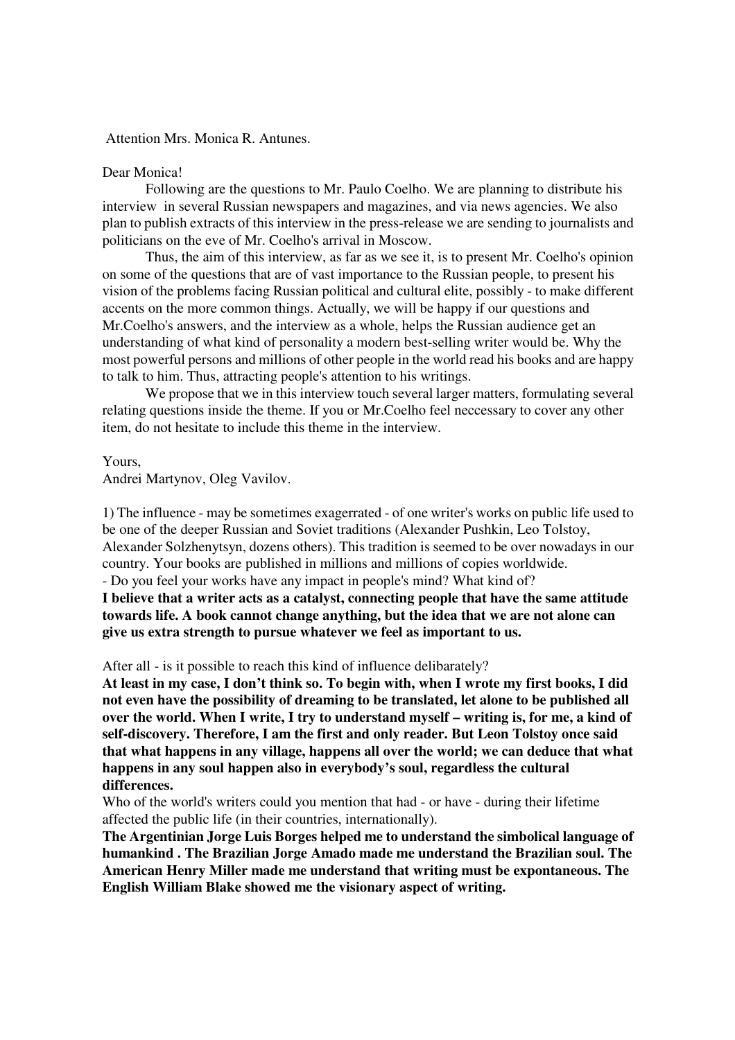Attention Mrs. Monica R. Antunes.

Dear Monica!

Following are the questions to Mr. Paulo Coelho. We are planning to distribute his interview in several Russian newspapers and magazines, and via news agencies. We also plan to publish extracts of this interview in the press-release we are sending to journalists and politicians on the eve of Mr. Coelho's arrival in Moscow.

Thus, the aim of this interview, as far as we see it, is to present Mr. Coelho's opinion on some of the questions that are of vast importance to the Russian people, to present his vision of the problems facing Russian political and cultural elite, possibly - to make different accents on the more common things. Actually, we will be happy if our questions and Mr.Coelho's answers, and the interview as a whole, helps the Russian audience get an understanding of what kind of personality a modern best-selling writer would be. Why the most powerful persons and millions of other people in the world read his books and are happy to talk to him. Thus, attracting people's attention to his writings.

We propose that we in this interview touch several larger matters, formulating several relating questions inside the theme. If you or Mr.Coelho feel neccessary to cover any other item, do not hesitate to include this theme in the interview.

Yours,
Andrei Martynov, Oleg Vavilov.

1) The influence - may be sometimes exagerrated - of one writer's works on public life used to be one of the deeper Russian and Soviet traditions (Alexander Pushkin, Leo Tolstoy, Alexander Solzhenytsyn, dozens others). This tradition is seemed to be over nowadays in our country. Your books are published in millions and millions of copies worldwide.

- Do you feel your works have any impact in people's mind? What kind of?

**I believe that a writer acts as a catalyst, connecting people that have the same attitude towards life. A book cannot change anything, but the idea that we are not alone can give us extra strength to pursue whatever we feel as important to us.**

After all - is it possible to reach this kind of influence delibarately?

**At least in my case, I don't think so. To begin with, when I wrote my first books, I did not even have the possibility of dreaming to be translated, let alone to be published all over the world. When I write, I try to understand myself – writing is, for me, a kind of self-discovery. Therefore, I am the first and only reader. But Leon Tolstoy once said that what happens in any village, happens all over the world; we can deduce that what happens in any soul happen also in everybody's soul, regardless the cultural differences.**

Who of the world's writers could you mention that had - or have - during their lifetime affected the public life (in their countries, internationally).

**The Argentinian Jorge Luis Borges helped me to understand the simbolical language of humankind . The Brazilian Jorge Amado made me understand the Brazilian soul. The American Henry Miller made me understand that writing must be expontaneous. The English William Blake showed me the visionary aspect of writing.**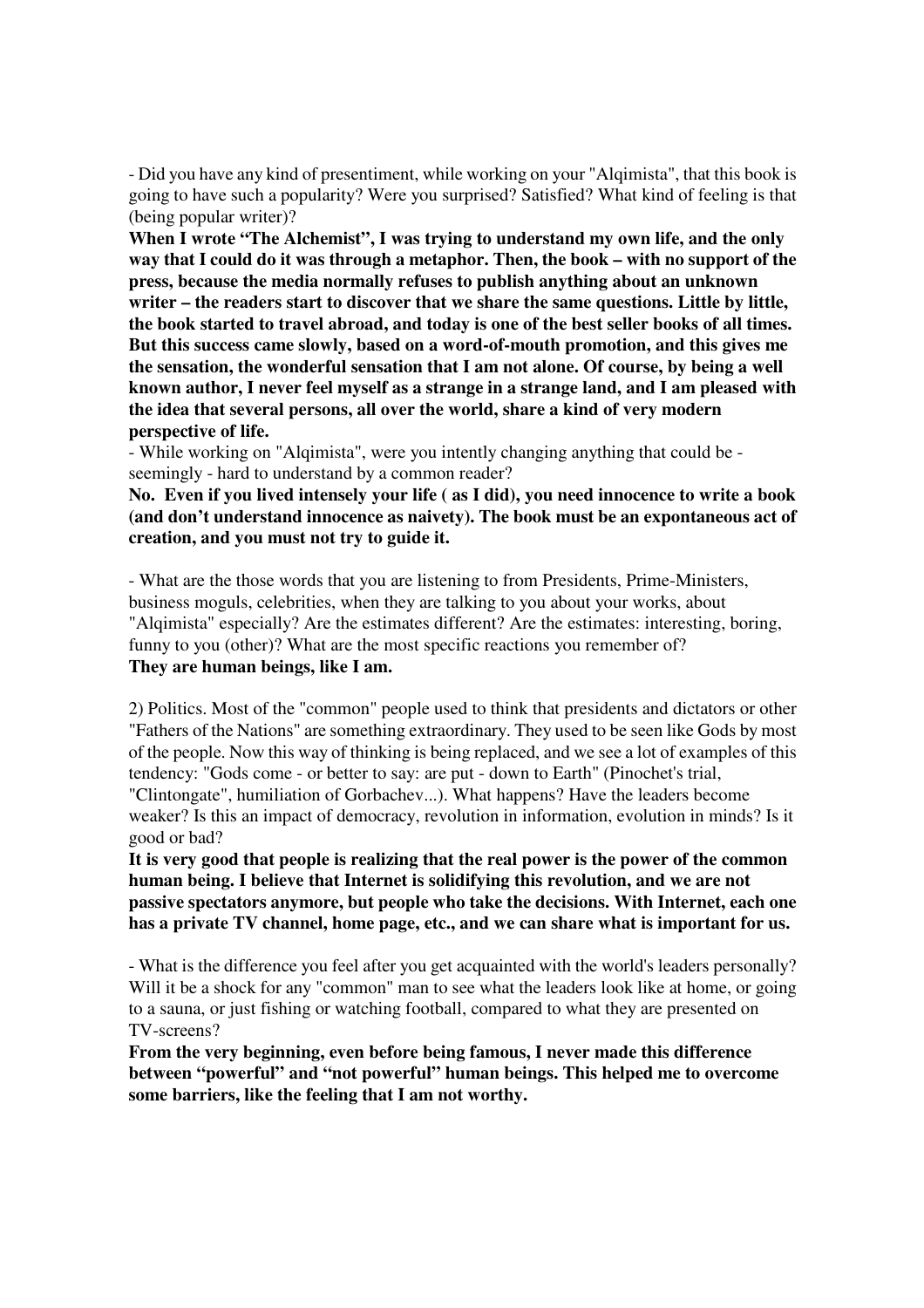- Did you have any kind of presentiment, while working on your "Alqimista", that this book is going to have such a popularity? Were you surprised? Satisfied? What kind of feeling is that (being popular writer)?

**When I wrote "The Alchemist", I was trying to understand my own life, and the only way that I could do it was through a metaphor. Then, the book – with no support of the press, because the media normally refuses to publish anything about an unknown writer – the readers start to discover that we share the same questions. Little by little, the book started to travel abroad, and today is one of the best seller books of all times. But this success came slowly, based on a word-of-mouth promotion, and this gives me the sensation, the wonderful sensation that I am not alone. Of course, by being a well known author, I never feel myself as a strange in a strange land, and I am pleased with the idea that several persons, all over the world, share a kind of very modern perspective of life.**

- While working on "Alqimista", were you intently changing anything that could be - seemingly - hard to understand by a common reader?

**No. Even if you lived intensely your life ( as I did), you need innocence to write a book (and don't understand innocence as naivety). The book must be an expontaneous act of creation, and you must not try to guide it.**

- What are the those words that you are listening to from Presidents, Prime-Ministers, business moguls, celebrities, when they are talking to you about your works, about "Alqimista" especially? Are the estimates different? Are the estimates: interesting, boring, funny to you (other)? What are the most specific reactions you remember of?

**They are human beings, like I am.**

2) Politics. Most of the "common" people used to think that presidents and dictators or other "Fathers of the Nations" are something extraordinary. They used to be seen like Gods by most of the people. Now this way of thinking is being replaced, and we see a lot of examples of this tendency: "Gods come - or better to say: are put - down to Earth" (Pinochet's trial, "Clintongate", humiliation of Gorbachev...). What happens? Have the leaders become weaker? Is this an impact of democracy, revolution in information, evolution in minds? Is it good or bad?

**It is very good that people is realizing that the real power is the power of the common human being. I believe that Internet is solidifying this revolution, and we are not passive spectators anymore, but people who take the decisions. With Internet, each one has a private TV channel, home page, etc., and we can share what is important for us.**

- What is the difference you feel after you get acquainted with the world's leaders personally? Will it be a shock for any "common" man to see what the leaders look like at home, or going to a sauna, or just fishing or watching football, compared to what they are presented on TV-screens?

**From the very beginning, even before being famous, I never made this difference between "powerful" and "not powerful" human beings. This helped me to overcome some barriers, like the feeling that I am not worthy.**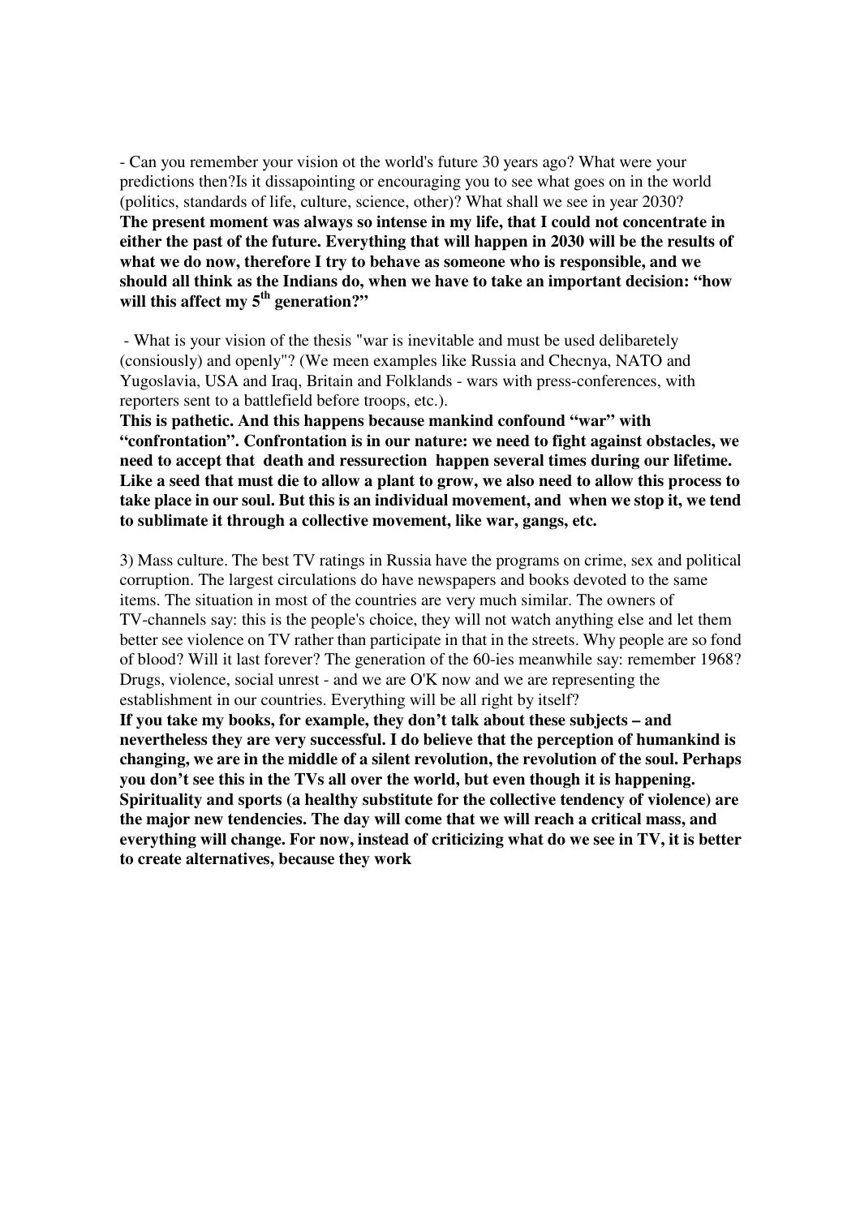- Can you remember your vision ot the world's future 30 years ago? What were your predictions then?Is it dissapointing or encouraging you to see what goes on in the world (politics, standards of life, culture, science, other)? What shall we see in year 2030?
**The present moment was always so intense in my life, that I could not concentrate in either the past of the future. Everything that will happen in 2030 will be the results of what we do now, therefore I try to behave as someone who is responsible, and we should all think as the Indians do, when we have to take an important decision: "how will this affect my 5th generation?"**

- What is your vision of the thesis "war is inevitable and must be used deliberetely (consiously) and openly"? (We meen examples like Russia and Checnya, NATO and Yugoslavia, USA and Iraq, Britain and Folklands - wars with press-conferences, with reporters sent to a battlefield before troops, etc.).
**This is pathetic. And this happens because mankind confound "war" with "confrontation". Confrontation is in our nature: we need to fight against obstacles, we need to accept that death and ressurection happen several times during our lifetime. Like a seed that must die to allow a plant to grow, we also need to allow this process to take place in our soul. But this is an individual movement, and when we stop it, we tend to sublimate it through a collective movement, like war, gangs, etc.**

3) Mass culture. The best TV ratings in Russia have the programs on crime, sex and political corruption. The largest circulations do have newspapers and books devoted to the same items. The situation in most of the countries are very much similar. The owners of TV-channels say: this is the people's choice, they will not watch anything else and let them better see violence on TV rather than participate in that in the streets. Why people are so fond of blood? Will it last forever? The generation of the 60-ies meanwhile say: remember 1968? Drugs, violence, social unrest - and we are O'K now and we are representing the establishment in our countries. Everything will be all right by itself?
**If you take my books, for example, they don't talk about these subjects – and nevertheless they are very successful. I do believe that the perception of humankind is changing, we are in the middle of a silent revolution, the revolution of the soul. Perhaps you don't see this in the TVs all over the world, but even though it is happening. Spirituality and sports (a healthy substitute for the collective tendency of violence) are the major new tendencies. The day will come that we will reach a critical mass, and everything will change. For now, instead of criticizing what do we see in TV, it is better to create alternatives, because they work**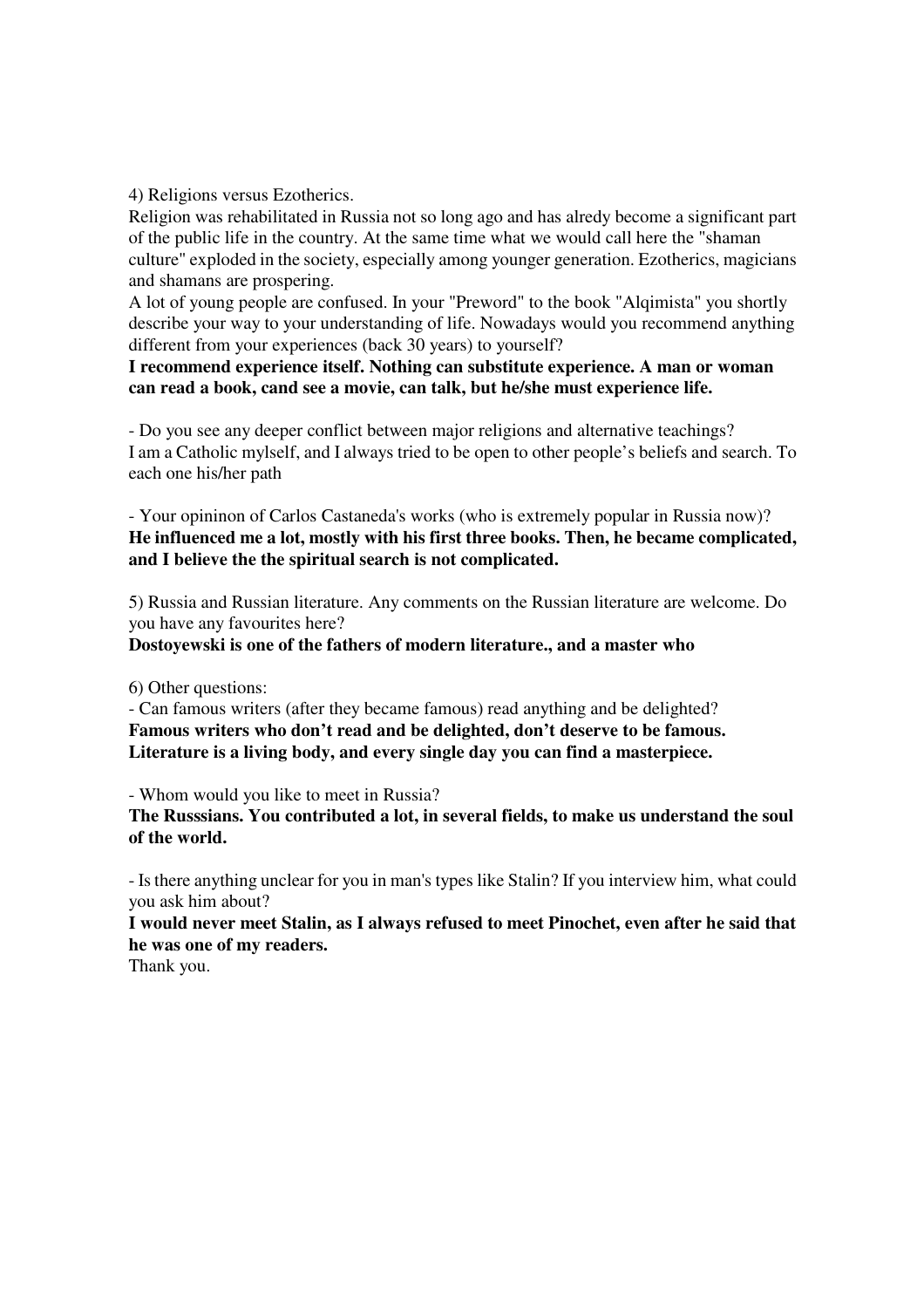4) Religions versus Ezotherics.

Religion was rehabilitated in Russia not so long ago and has alredy become a significant part of the public life in the country. At the same time what we would call here the "shaman culture" exploded in the society, especially among younger generation. Ezotherics, magicians and shamans are prospering.

A lot of young people are confused. In your "Preword" to the book "Alqimista" you shortly describe your way to your understanding of life. Nowadays would you recommend anything different from your experiences (back 30 years) to yourself?

**I recommend experience itself. Nothing can substitute experience. A man or woman can read a book, cand see a movie, can talk, but he/she must experience life.**

- Do you see any deeper conflict between major religions and alternative teachings?

I am a Catholic mylself, and I always tried to be open to other people's beliefs and search. To each one his/her path

- Your opininon of Carlos Castaneda's works (who is extremely popular in Russia now)?

**He influenced me a lot, mostly with his first three books. Then, he became complicated, and I believe the the spiritual search is not complicated.**

5) Russia and Russian literature. Any comments on the Russian literature are welcome. Do you have any favourites here?

**Dostoyewski is one of the fathers of modern literature., and a master who**

6) Other questions:

- Can famous writers (after they became famous) read anything and be delighted?

**Famous writers who don't read and be delighted, don't deserve to be famous. Literature is a living body, and every single day you can find a masterpiece.**

- Whom would you like to meet in Russia?

**The Russsians. You contributed a lot, in several fields, to make us understand the soul of the world.**

- Is there anything unclear for you in man's types like Stalin? If you interview him, what could you ask him about?

**I would never meet Stalin, as I always refused to meet Pinochet, even after he said that he was one of my readers.**

Thank you.